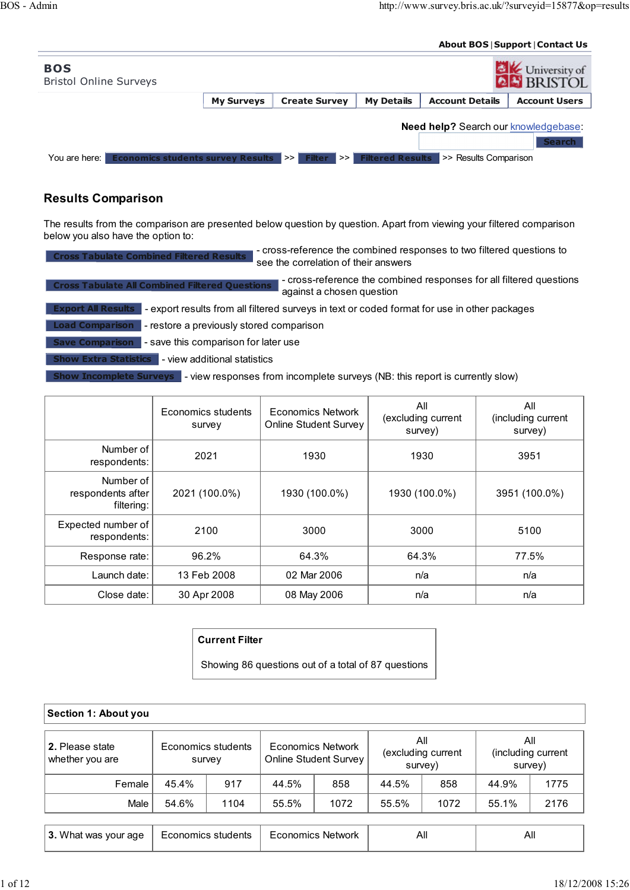About BOS | Support | Contact Us

**BOS**
Bristol Online Surveys

My Surveys | Create Survey | My Details | Account Details | Account Users

**Need help?** Search our knowledgebase:

Search

You are here: Economics students survey Results >> Filter >> Filtered Results >> Results Comparison

## Results Comparison

The results from the comparison are presented below question by question. Apart from viewing your filtered comparison below you also have the option to:

- **Cross Tabulate Combined Filtered Results** - cross-reference the combined responses to two filtered questions to see the correlation of their answers
- **Cross Tabulate All Combined Filtered Questions** - cross-reference the combined responses for all filtered questions against a chosen question
- **Export All Results** - export results from all filtered surveys in text or coded format for use in other packages
- **Load Comparison** - restore a previously stored comparison
- **Save Comparison** - save this comparison for later use
- **Show Extra Statistics** - view additional statistics
- **Show Incomplete Surveys** - view responses from incomplete surveys (NB: this report is currently slow)

| | Economics students survey | Economics Network Online Student Survey | All (excluding current survey) | All (including current survey) |
|---|---|---|---|---|
| Number of respondents: | 2021 | 1930 | 1930 | 3951 |
| Number of respondents after filtering: | 2021 (100.0%) | 1930 (100.0%) | 1930 (100.0%) | 3951 (100.0%) |
| Expected number of respondents: | 2100 | 3000 | 3000 | 5100 |
| Response rate: | 96.2% | 64.3% | 64.3% | 77.5% |
| Launch date: | 13 Feb 2008 | 02 Mar 2006 | n/a | n/a |
| Close date: | 30 Apr 2008 | 08 May 2006 | n/a | n/a |

**Current Filter**

Showing 86 questions out of a total of 87 questions

### Section 1: About you

| **2.** Please state whether you are | Economics students survey | | Economics Network Online Student Survey | | All (excluding current survey) | | All (including current survey) | |
|---|---|---|---|---|---|---|---|---|
| Female | 45.4% | 917 | 44.5% | 858 | 44.5% | 858 | 44.9% | 1775 |
| Male | 54.6% | 1104 | 55.5% | 1072 | 55.5% | 1072 | 55.1% | 2176 |

| **3.** What was your age | Economics students | Economics Network | All | All |
|---|---|---|---|---|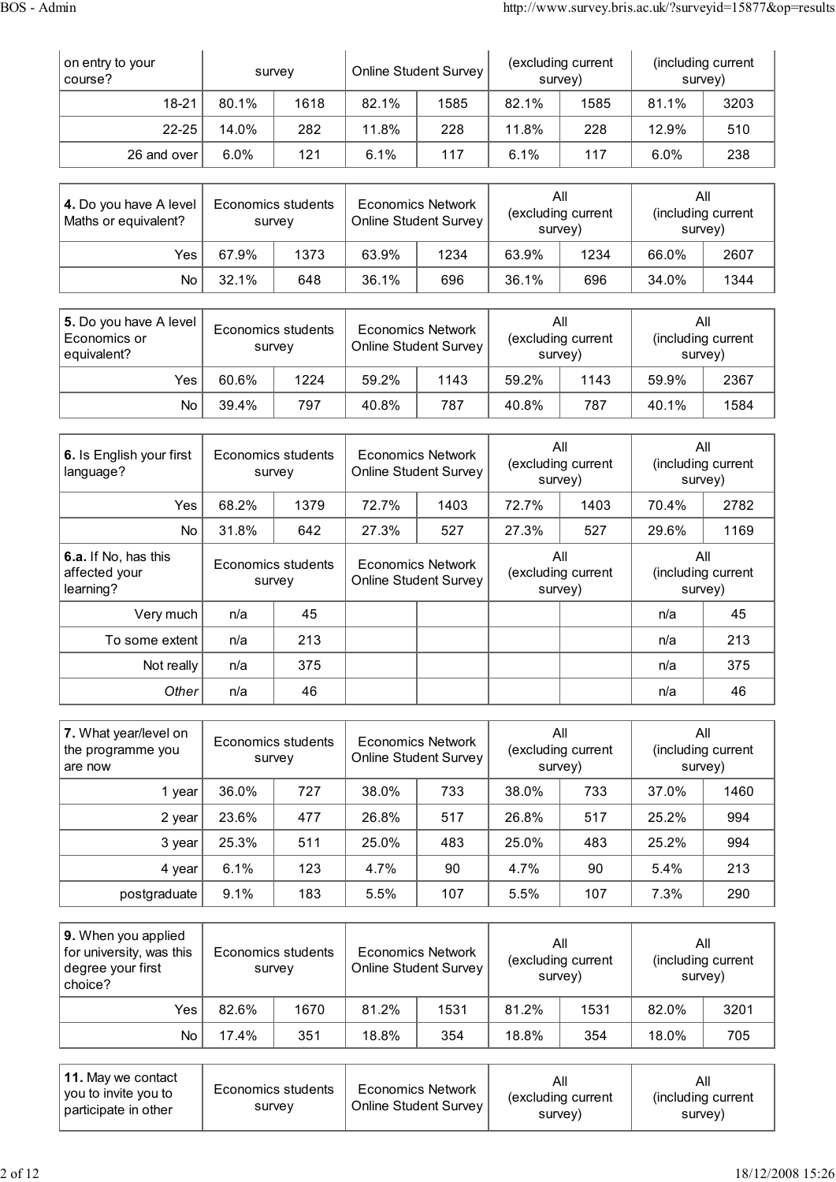| on entry to your course? | survey | | Online Student Survey | | (excluding current survey) | | (including current survey) | |
|---|---|---|---|---|---|---|---|---|
| 18-21 | 80.1% | 1618 | 82.1% | 1585 | 82.1% | 1585 | 81.1% | 3203 |
| 22-25 | 14.0% | 282 | 11.8% | 228 | 11.8% | 228 | 12.9% | 510 |
| 26 and over | 6.0% | 121 | 6.1% | 117 | 6.1% | 117 | 6.0% | 238 |

| **4.** Do you have A level Maths or equivalent? | Economics students survey | | Economics Network Online Student Survey | | All (excluding current survey) | | All (including current survey) | |
|---|---|---|---|---|---|---|---|---|
| Yes | 67.9% | 1373 | 63.9% | 1234 | 63.9% | 1234 | 66.0% | 2607 |
| No | 32.1% | 648 | 36.1% | 696 | 36.1% | 696 | 34.0% | 1344 |

| **5.** Do you have A level Economics or equivalent? | Economics students survey | | Economics Network Online Student Survey | | All (excluding current survey) | | All (including current survey) | |
|---|---|---|---|---|---|---|---|---|
| Yes | 60.6% | 1224 | 59.2% | 1143 | 59.2% | 1143 | 59.9% | 2367 |
| No | 39.4% | 797 | 40.8% | 787 | 40.8% | 787 | 40.1% | 1584 |

| **6.** Is English your first language? | Economics students survey | | Economics Network Online Student Survey | | All (excluding current survey) | | All (including current survey) | |
|---|---|---|---|---|---|---|---|---|
| Yes | 68.2% | 1379 | 72.7% | 1403 | 72.7% | 1403 | 70.4% | 2782 |
| No | 31.8% | 642 | 27.3% | 527 | 27.3% | 527 | 29.6% | 1169 |
| **6.a.** If No, has this affected your learning? | Economics students survey | | Economics Network Online Student Survey | | All (excluding current survey) | | All (including current survey) | |
| Very much | n/a | 45 | | | | | n/a | 45 |
| To some extent | n/a | 213 | | | | | n/a | 213 |
| Not really | n/a | 375 | | | | | n/a | 375 |
| *Other* | n/a | 46 | | | | | n/a | 46 |

| **7.** What year/level on the programme you are now | Economics students survey | | Economics Network Online Student Survey | | All (excluding current survey) | | All (including current survey) | |
|---|---|---|---|---|---|---|---|---|
| 1 year | 36.0% | 727 | 38.0% | 733 | 38.0% | 733 | 37.0% | 1460 |
| 2 year | 23.6% | 477 | 26.8% | 517 | 26.8% | 517 | 25.2% | 994 |
| 3 year | 25.3% | 511 | 25.0% | 483 | 25.0% | 483 | 25.2% | 994 |
| 4 year | 6.1% | 123 | 4.7% | 90 | 4.7% | 90 | 5.4% | 213 |
| postgraduate | 9.1% | 183 | 5.5% | 107 | 5.5% | 107 | 7.3% | 290 |

| **9.** When you applied for university, was this degree your first choice? | Economics students survey | | Economics Network Online Student Survey | | All (excluding current survey) | | All (including current survey) | |
|---|---|---|---|---|---|---|---|---|
| Yes | 82.6% | 1670 | 81.2% | 1531 | 81.2% | 1531 | 82.0% | 3201 |
| No | 17.4% | 351 | 18.8% | 354 | 18.8% | 354 | 18.0% | 705 |

| **11.** May we contact you to invite you to participate in other | Economics students survey | | Economics Network Online Student Survey | | All (excluding current survey) | | All (including current survey) | |
|---|---|---|---|---|---|---|---|---|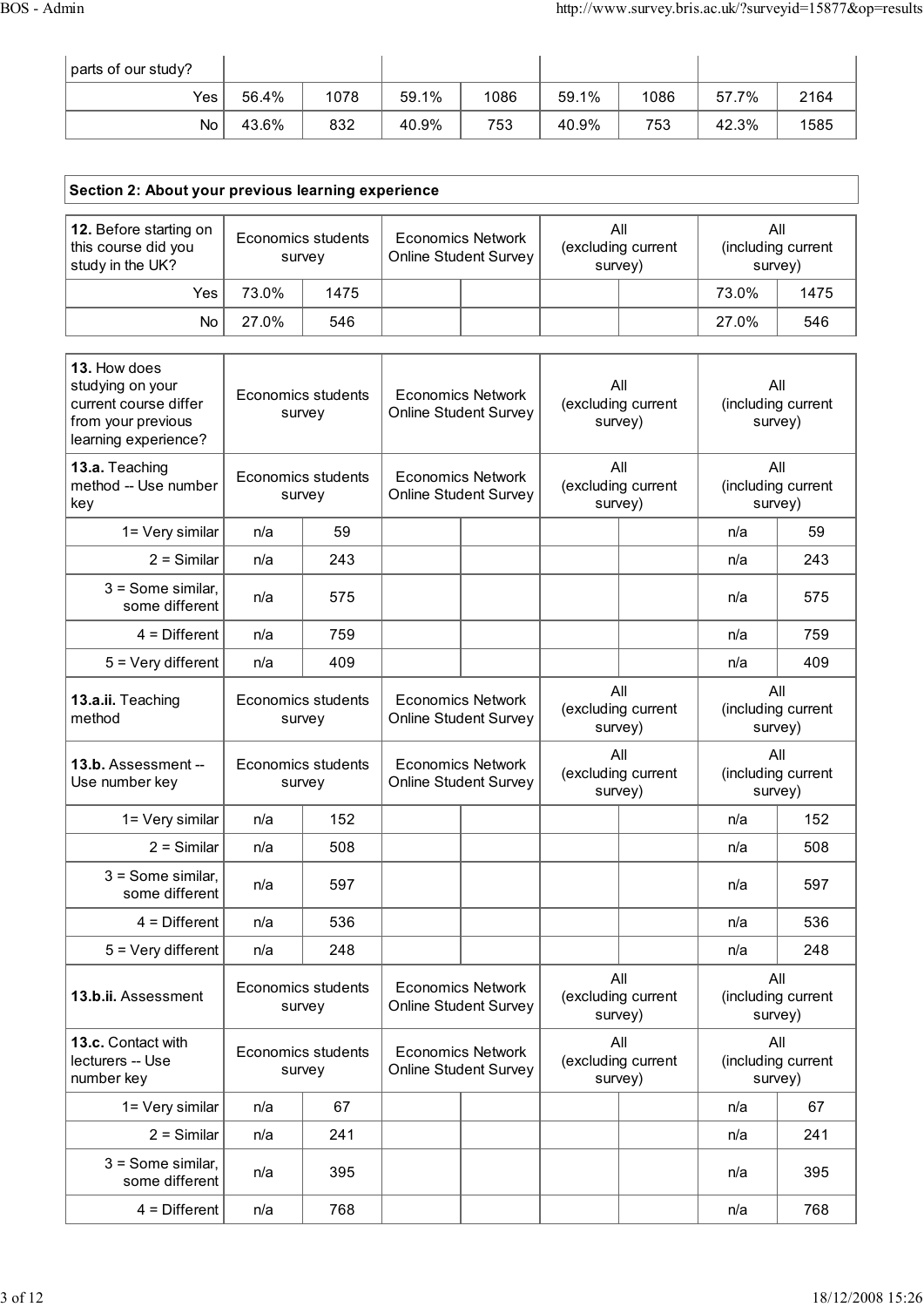| parts of our study? | | | | | | | | |
|---|---|---|---|---|---|---|---|---|
| Yes | 56.4% | 1078 | 59.1% | 1086 | 59.1% | 1086 | 57.7% | 2164 |
| No | 43.6% | 832 | 40.9% | 753 | 40.9% | 753 | 42.3% | 1585 |

## Section 2: About your previous learning experience

| **12.** Before starting on this course did you study in the UK? | Economics students survey | | Economics Network Online Student Survey | | All (excluding current survey) | | All (including current survey) | |
|---|---|---|---|---|---|---|---|---|
| Yes | 73.0% | 1475 | | | | | 73.0% | 1475 |
| No | 27.0% | 546 | | | | | 27.0% | 546 |

| **13.** How does studying on your current course differ from your previous learning experience? | Economics students survey | | Economics Network Online Student Survey | | All (excluding current survey) | | All (including current survey) | |
|---|---|---|---|---|---|---|---|---|
| **13.a.** Teaching method -- Use number key | Economics students survey | | Economics Network Online Student Survey | | All (excluding current survey) | | All (including current survey) | |
| 1= Very similar | n/a | 59 | | | | | n/a | 59 |
| 2 = Similar | n/a | 243 | | | | | n/a | 243 |
| 3 = Some similar, some different | n/a | 575 | | | | | n/a | 575 |
| 4 = Different | n/a | 759 | | | | | n/a | 759 |
| 5 = Very different | n/a | 409 | | | | | n/a | 409 |
| **13.a.ii.** Teaching method | Economics students survey | | Economics Network Online Student Survey | | All (excluding current survey) | | All (including current survey) | |
| **13.b.** Assessment -- Use number key | Economics students survey | | Economics Network Online Student Survey | | All (excluding current survey) | | All (including current survey) | |
| 1= Very similar | n/a | 152 | | | | | n/a | 152 |
| 2 = Similar | n/a | 508 | | | | | n/a | 508 |
| 3 = Some similar, some different | n/a | 597 | | | | | n/a | 597 |
| 4 = Different | n/a | 536 | | | | | n/a | 536 |
| 5 = Very different | n/a | 248 | | | | | n/a | 248 |
| **13.b.ii.** Assessment | Economics students survey | | Economics Network Online Student Survey | | All (excluding current survey) | | All (including current survey) | |
| **13.c.** Contact with lecturers -- Use number key | Economics students survey | | Economics Network Online Student Survey | | All (excluding current survey) | | All (including current survey) | |
| 1= Very similar | n/a | 67 | | | | | n/a | 67 |
| 2 = Similar | n/a | 241 | | | | | n/a | 241 |
| 3 = Some similar, some different | n/a | 395 | | | | | n/a | 395 |
| 4 = Different | n/a | 768 | | | | | n/a | 768 |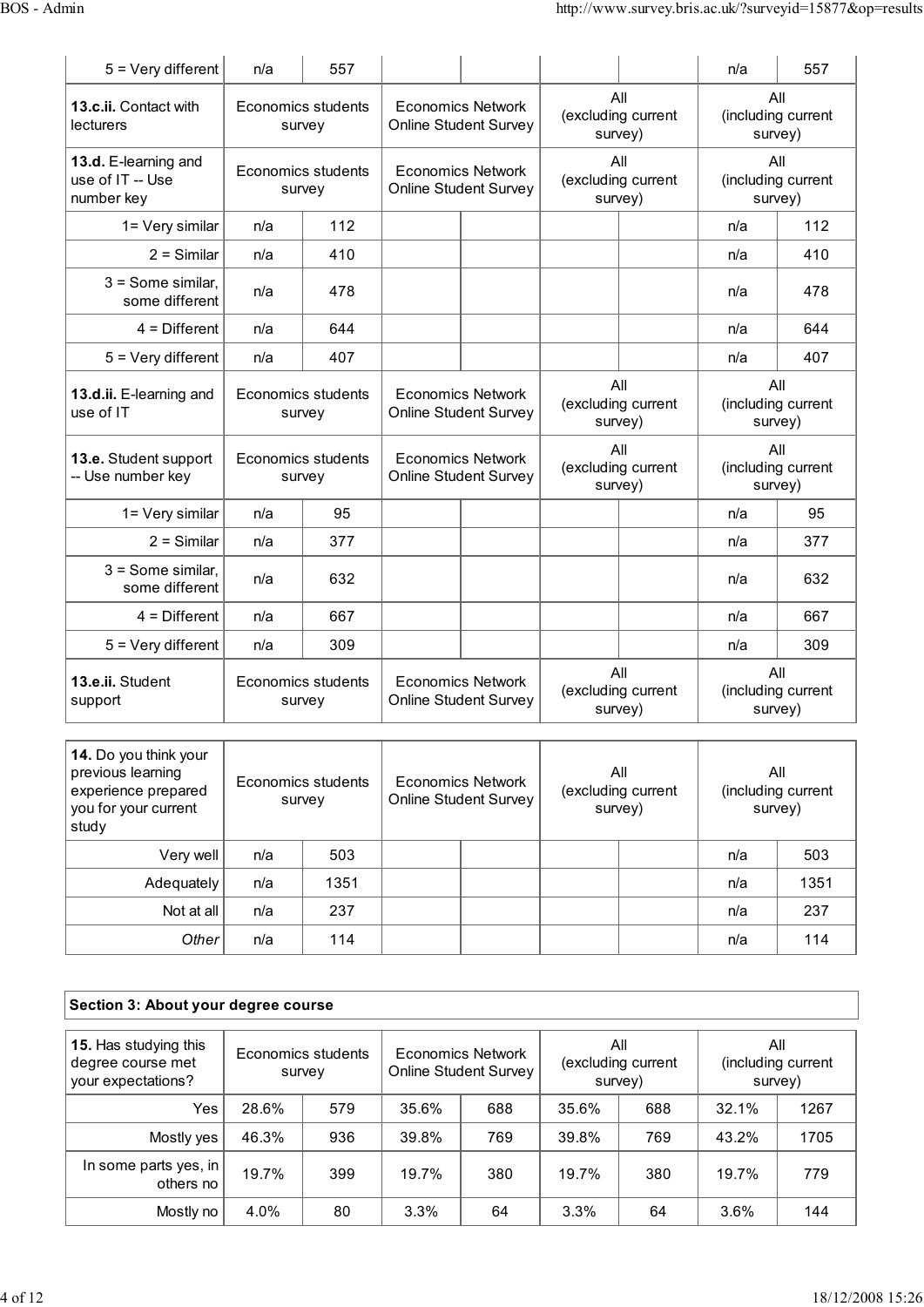| | Economics students survey | | Economics Network Online Student Survey | | All (excluding current survey) | | All (including current survey) | |
|---|---|---|---|---|---|---|---|---|
| 5 = Very different | n/a | 557 | | | | | n/a | 557 |

| **13.c.ii.** Contact with lecturers | Economics students survey | | Economics Network Online Student Survey | | All (excluding current survey) | | All (including current survey) | |
|---|---|---|---|---|---|---|---|---|

| **13.d.** E-learning and use of IT -- Use number key | Economics students survey | | Economics Network Online Student Survey | | All (excluding current survey) | | All (including current survey) | |
|---|---|---|---|---|---|---|---|---|
| 1= Very similar | n/a | 112 | | | | | n/a | 112 |
| 2 = Similar | n/a | 410 | | | | | n/a | 410 |
| 3 = Some similar, some different | n/a | 478 | | | | | n/a | 478 |
| 4 = Different | n/a | 644 | | | | | n/a | 644 |
| 5 = Very different | n/a | 407 | | | | | n/a | 407 |

| **13.d.ii.** E-learning and use of IT | Economics students survey | | Economics Network Online Student Survey | | All (excluding current survey) | | All (including current survey) | |
|---|---|---|---|---|---|---|---|---|

| **13.e.** Student support -- Use number key | Economics students survey | | Economics Network Online Student Survey | | All (excluding current survey) | | All (including current survey) | |
|---|---|---|---|---|---|---|---|---|
| 1= Very similar | n/a | 95 | | | | | n/a | 95 |
| 2 = Similar | n/a | 377 | | | | | n/a | 377 |
| 3 = Some similar, some different | n/a | 632 | | | | | n/a | 632 |
| 4 = Different | n/a | 667 | | | | | n/a | 667 |
| 5 = Very different | n/a | 309 | | | | | n/a | 309 |

| **13.e.ii.** Student support | Economics students survey | | Economics Network Online Student Survey | | All (excluding current survey) | | All (including current survey) | |
|---|---|---|---|---|---|---|---|---|

| **14.** Do you think your previous learning experience prepared you for your current study | Economics students survey | | Economics Network Online Student Survey | | All (excluding current survey) | | All (including current survey) | |
|---|---|---|---|---|---|---|---|---|
| Very well | n/a | 503 | | | | | n/a | 503 |
| Adequately | n/a | 1351 | | | | | n/a | 1351 |
| Not at all | n/a | 237 | | | | | n/a | 237 |
| *Other* | n/a | 114 | | | | | n/a | 114 |

## Section 3: About your degree course

| **15.** Has studying this degree course met your expectations? | Economics students survey | | Economics Network Online Student Survey | | All (excluding current survey) | | All (including current survey) | |
|---|---|---|---|---|---|---|---|---|
| Yes | 28.6% | 579 | 35.6% | 688 | 35.6% | 688 | 32.1% | 1267 |
| Mostly yes | 46.3% | 936 | 39.8% | 769 | 39.8% | 769 | 43.2% | 1705 |
| In some parts yes, in others no | 19.7% | 399 | 19.7% | 380 | 19.7% | 380 | 19.7% | 779 |
| Mostly no | 4.0% | 80 | 3.3% | 64 | 3.3% | 64 | 3.6% | 144 |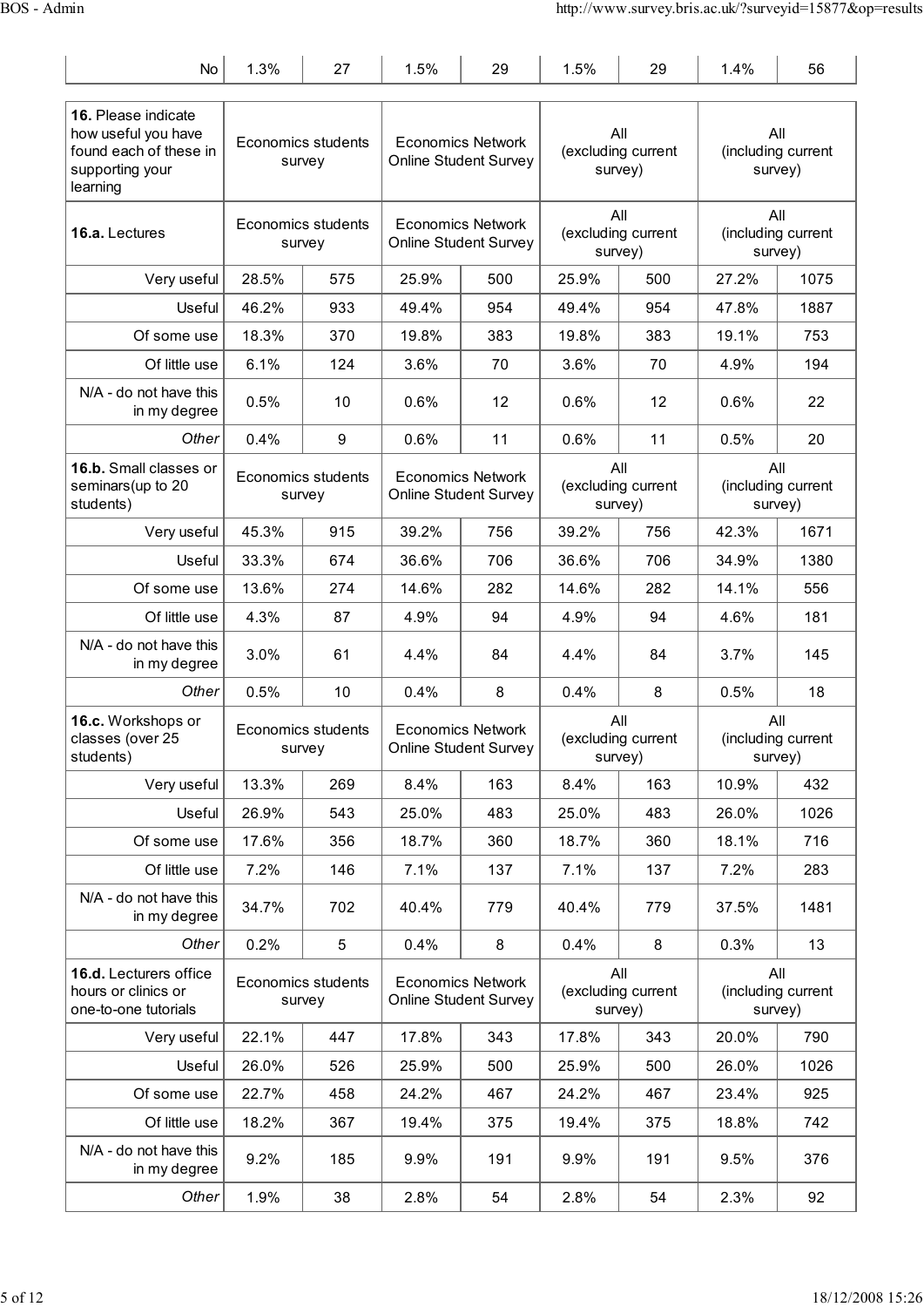| No | 1.3% | 27 | 1.5% | 29 | 1.5% | 29 | 1.4% | 56 |
|---|---|---|---|---|---|---|---|---|

| **16.** Please indicate how useful you have found each of these in supporting your learning | Economics students survey | | Economics Network Online Student Survey | | All (excluding current survey) | | All (including current survey) | |
|---|---|---|---|---|---|---|---|---|
| **16.a.** Lectures | Economics students survey | | Economics Network Online Student Survey | | All (excluding current survey) | | All (including current survey) | |
| Very useful | 28.5% | 575 | 25.9% | 500 | 25.9% | 500 | 27.2% | 1075 |
| Useful | 46.2% | 933 | 49.4% | 954 | 49.4% | 954 | 47.8% | 1887 |
| Of some use | 18.3% | 370 | 19.8% | 383 | 19.8% | 383 | 19.1% | 753 |
| Of little use | 6.1% | 124 | 3.6% | 70 | 3.6% | 70 | 4.9% | 194 |
| N/A - do not have this in my degree | 0.5% | 10 | 0.6% | 12 | 0.6% | 12 | 0.6% | 22 |
| *Other* | 0.4% | 9 | 0.6% | 11 | 0.6% | 11 | 0.5% | 20 |
| **16.b.** Small classes or seminars(up to 20 students) | Economics students survey | | Economics Network Online Student Survey | | All (excluding current survey) | | All (including current survey) | |
| Very useful | 45.3% | 915 | 39.2% | 756 | 39.2% | 756 | 42.3% | 1671 |
| Useful | 33.3% | 674 | 36.6% | 706 | 36.6% | 706 | 34.9% | 1380 |
| Of some use | 13.6% | 274 | 14.6% | 282 | 14.6% | 282 | 14.1% | 556 |
| Of little use | 4.3% | 87 | 4.9% | 94 | 4.9% | 94 | 4.6% | 181 |
| N/A - do not have this in my degree | 3.0% | 61 | 4.4% | 84 | 4.4% | 84 | 3.7% | 145 |
| *Other* | 0.5% | 10 | 0.4% | 8 | 0.4% | 8 | 0.5% | 18 |
| **16.c.** Workshops or classes (over 25 students) | Economics students survey | | Economics Network Online Student Survey | | All (excluding current survey) | | All (including current survey) | |
| Very useful | 13.3% | 269 | 8.4% | 163 | 8.4% | 163 | 10.9% | 432 |
| Useful | 26.9% | 543 | 25.0% | 483 | 25.0% | 483 | 26.0% | 1026 |
| Of some use | 17.6% | 356 | 18.7% | 360 | 18.7% | 360 | 18.1% | 716 |
| Of little use | 7.2% | 146 | 7.1% | 137 | 7.1% | 137 | 7.2% | 283 |
| N/A - do not have this in my degree | 34.7% | 702 | 40.4% | 779 | 40.4% | 779 | 37.5% | 1481 |
| *Other* | 0.2% | 5 | 0.4% | 8 | 0.4% | 8 | 0.3% | 13 |
| **16.d.** Lecturers office hours or clinics or one-to-one tutorials | Economics students survey | | Economics Network Online Student Survey | | All (excluding current survey) | | All (including current survey) | |
| Very useful | 22.1% | 447 | 17.8% | 343 | 17.8% | 343 | 20.0% | 790 |
| Useful | 26.0% | 526 | 25.9% | 500 | 25.9% | 500 | 26.0% | 1026 |
| Of some use | 22.7% | 458 | 24.2% | 467 | 24.2% | 467 | 23.4% | 925 |
| Of little use | 18.2% | 367 | 19.4% | 375 | 19.4% | 375 | 18.8% | 742 |
| N/A - do not have this in my degree | 9.2% | 185 | 9.9% | 191 | 9.9% | 191 | 9.5% | 376 |
| *Other* | 1.9% | 38 | 2.8% | 54 | 2.8% | 54 | 2.3% | 92 |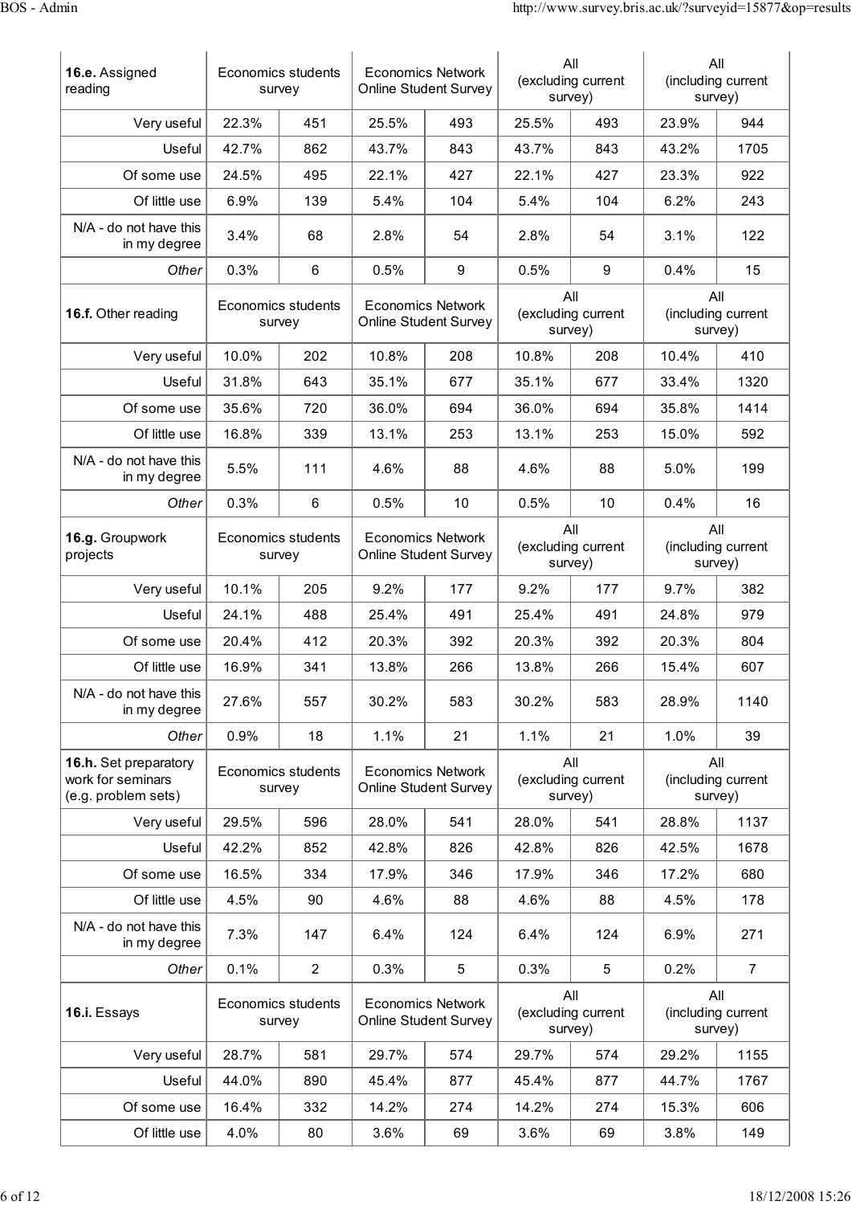| **16.e.** Assigned reading | Economics students survey | | Economics Network Online Student Survey | | All (excluding current survey) | | All (including current survey) | |
|---|---|---|---|---|---|---|---|---|
| Very useful | 22.3% | 451 | 25.5% | 493 | 25.5% | 493 | 23.9% | 944 |
| Useful | 42.7% | 862 | 43.7% | 843 | 43.7% | 843 | 43.2% | 1705 |
| Of some use | 24.5% | 495 | 22.1% | 427 | 22.1% | 427 | 23.3% | 922 |
| Of little use | 6.9% | 139 | 5.4% | 104 | 5.4% | 104 | 6.2% | 243 |
| N/A - do not have this in my degree | 3.4% | 68 | 2.8% | 54 | 2.8% | 54 | 3.1% | 122 |
| *Other* | 0.3% | 6 | 0.5% | 9 | 0.5% | 9 | 0.4% | 15 |

| **16.f.** Other reading | Economics students survey | | Economics Network Online Student Survey | | All (excluding current survey) | | All (including current survey) | |
|---|---|---|---|---|---|---|---|---|
| Very useful | 10.0% | 202 | 10.8% | 208 | 10.8% | 208 | 10.4% | 410 |
| Useful | 31.8% | 643 | 35.1% | 677 | 35.1% | 677 | 33.4% | 1320 |
| Of some use | 35.6% | 720 | 36.0% | 694 | 36.0% | 694 | 35.8% | 1414 |
| Of little use | 16.8% | 339 | 13.1% | 253 | 13.1% | 253 | 15.0% | 592 |
| N/A - do not have this in my degree | 5.5% | 111 | 4.6% | 88 | 4.6% | 88 | 5.0% | 199 |
| *Other* | 0.3% | 6 | 0.5% | 10 | 0.5% | 10 | 0.4% | 16 |

| **16.g.** Groupwork projects | Economics students survey | | Economics Network Online Student Survey | | All (excluding current survey) | | All (including current survey) | |
|---|---|---|---|---|---|---|---|---|
| Very useful | 10.1% | 205 | 9.2% | 177 | 9.2% | 177 | 9.7% | 382 |
| Useful | 24.1% | 488 | 25.4% | 491 | 25.4% | 491 | 24.8% | 979 |
| Of some use | 20.4% | 412 | 20.3% | 392 | 20.3% | 392 | 20.3% | 804 |
| Of little use | 16.9% | 341 | 13.8% | 266 | 13.8% | 266 | 15.4% | 607 |
| N/A - do not have this in my degree | 27.6% | 557 | 30.2% | 583 | 30.2% | 583 | 28.9% | 1140 |
| *Other* | 0.9% | 18 | 1.1% | 21 | 1.1% | 21 | 1.0% | 39 |

| **16.h.** Set preparatory work for seminars (e.g. problem sets) | Economics students survey | | Economics Network Online Student Survey | | All (excluding current survey) | | All (including current survey) | |
|---|---|---|---|---|---|---|---|---|
| Very useful | 29.5% | 596 | 28.0% | 541 | 28.0% | 541 | 28.8% | 1137 |
| Useful | 42.2% | 852 | 42.8% | 826 | 42.8% | 826 | 42.5% | 1678 |
| Of some use | 16.5% | 334 | 17.9% | 346 | 17.9% | 346 | 17.2% | 680 |
| Of little use | 4.5% | 90 | 4.6% | 88 | 4.6% | 88 | 4.5% | 178 |
| N/A - do not have this in my degree | 7.3% | 147 | 6.4% | 124 | 6.4% | 124 | 6.9% | 271 |
| *Other* | 0.1% | 2 | 0.3% | 5 | 0.3% | 5 | 0.2% | 7 |

| **16.i.** Essays | Economics students survey | | Economics Network Online Student Survey | | All (excluding current survey) | | All (including current survey) | |
|---|---|---|---|---|---|---|---|---|
| Very useful | 28.7% | 581 | 29.7% | 574 | 29.7% | 574 | 29.2% | 1155 |
| Useful | 44.0% | 890 | 45.4% | 877 | 45.4% | 877 | 44.7% | 1767 |
| Of some use | 16.4% | 332 | 14.2% | 274 | 14.2% | 274 | 15.3% | 606 |
| Of little use | 4.0% | 80 | 3.6% | 69 | 3.6% | 69 | 3.8% | 149 |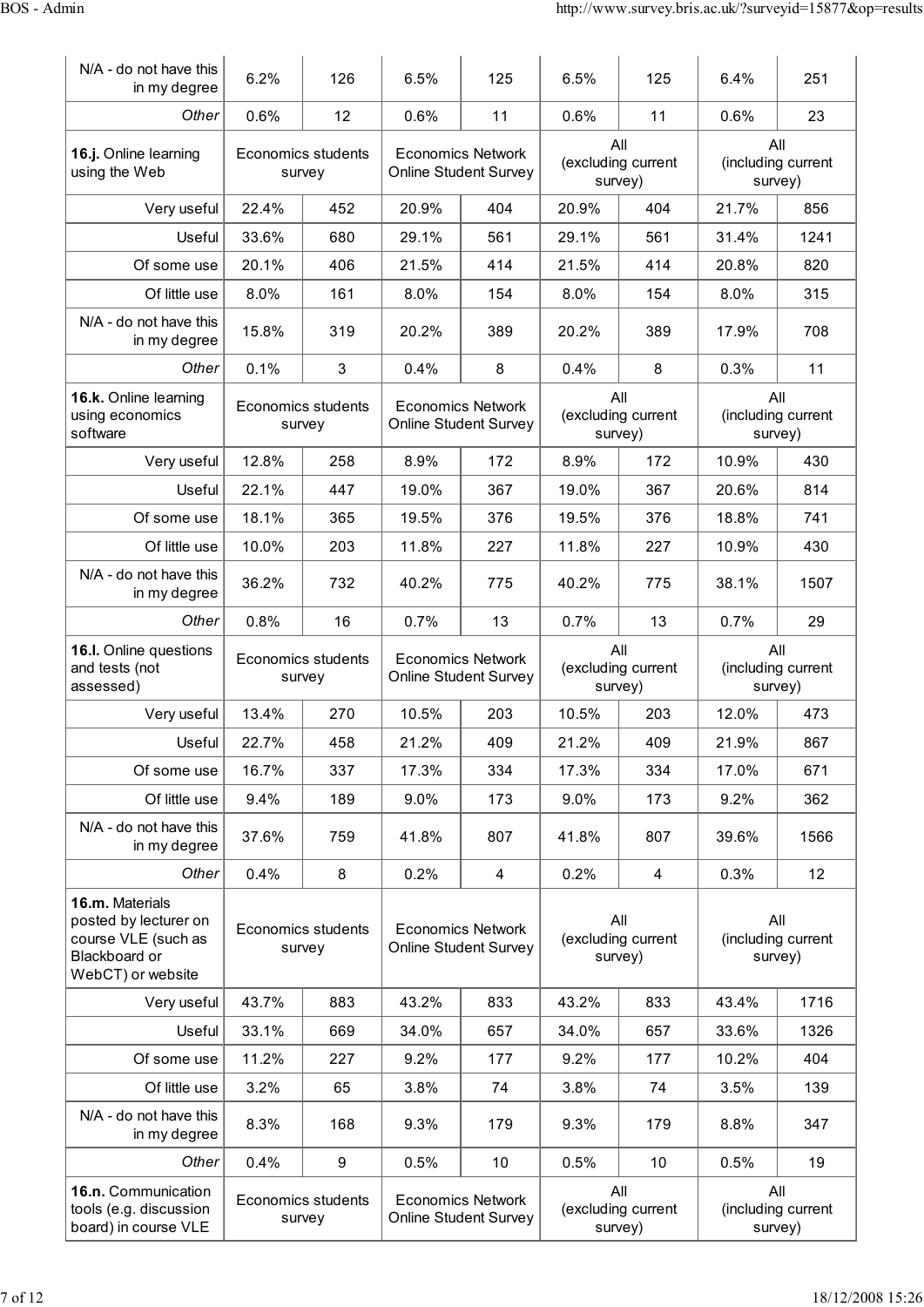| N/A - do not have this in my degree | 6.2% | 126 | 6.5% | 125 | 6.5% | 125 | 6.4% | 251 |
|---|---|---|---|---|---|---|---|---|
| *Other* | 0.6% | 12 | 0.6% | 11 | 0.6% | 11 | 0.6% | 23 |

| **16.j.** Online learning using the Web | Economics students survey | | Economics Network Online Student Survey | | All (excluding current survey) | | All (including current survey) | |
|---|---|---|---|---|---|---|---|---|
| Very useful | 22.4% | 452 | 20.9% | 404 | 20.9% | 404 | 21.7% | 856 |
| Useful | 33.6% | 680 | 29.1% | 561 | 29.1% | 561 | 31.4% | 1241 |
| Of some use | 20.1% | 406 | 21.5% | 414 | 21.5% | 414 | 20.8% | 820 |
| Of little use | 8.0% | 161 | 8.0% | 154 | 8.0% | 154 | 8.0% | 315 |
| N/A - do not have this in my degree | 15.8% | 319 | 20.2% | 389 | 20.2% | 389 | 17.9% | 708 |
| *Other* | 0.1% | 3 | 0.4% | 8 | 0.4% | 8 | 0.3% | 11 |

| **16.k.** Online learning using economics software | Economics students survey | | Economics Network Online Student Survey | | All (excluding current survey) | | All (including current survey) | |
|---|---|---|---|---|---|---|---|---|
| Very useful | 12.8% | 258 | 8.9% | 172 | 8.9% | 172 | 10.9% | 430 |
| Useful | 22.1% | 447 | 19.0% | 367 | 19.0% | 367 | 20.6% | 814 |
| Of some use | 18.1% | 365 | 19.5% | 376 | 19.5% | 376 | 18.8% | 741 |
| Of little use | 10.0% | 203 | 11.8% | 227 | 11.8% | 227 | 10.9% | 430 |
| N/A - do not have this in my degree | 36.2% | 732 | 40.2% | 775 | 40.2% | 775 | 38.1% | 1507 |
| *Other* | 0.8% | 16 | 0.7% | 13 | 0.7% | 13 | 0.7% | 29 |

| **16.l.** Online questions and tests (not assessed) | Economics students survey | | Economics Network Online Student Survey | | All (excluding current survey) | | All (including current survey) | |
|---|---|---|---|---|---|---|---|---|
| Very useful | 13.4% | 270 | 10.5% | 203 | 10.5% | 203 | 12.0% | 473 |
| Useful | 22.7% | 458 | 21.2% | 409 | 21.2% | 409 | 21.9% | 867 |
| Of some use | 16.7% | 337 | 17.3% | 334 | 17.3% | 334 | 17.0% | 671 |
| Of little use | 9.4% | 189 | 9.0% | 173 | 9.0% | 173 | 9.2% | 362 |
| N/A - do not have this in my degree | 37.6% | 759 | 41.8% | 807 | 41.8% | 807 | 39.6% | 1566 |
| *Other* | 0.4% | 8 | 0.2% | 4 | 0.2% | 4 | 0.3% | 12 |

| **16.m.** Materials posted by lecturer on course VLE (such as Blackboard or WebCT) or website | Economics students survey | | Economics Network Online Student Survey | | All (excluding current survey) | | All (including current survey) | |
|---|---|---|---|---|---|---|---|---|
| Very useful | 43.7% | 883 | 43.2% | 833 | 43.2% | 833 | 43.4% | 1716 |
| Useful | 33.1% | 669 | 34.0% | 657 | 34.0% | 657 | 33.6% | 1326 |
| Of some use | 11.2% | 227 | 9.2% | 177 | 9.2% | 177 | 10.2% | 404 |
| Of little use | 3.2% | 65 | 3.8% | 74 | 3.8% | 74 | 3.5% | 139 |
| N/A - do not have this in my degree | 8.3% | 168 | 9.3% | 179 | 9.3% | 179 | 8.8% | 347 |
| *Other* | 0.4% | 9 | 0.5% | 10 | 0.5% | 10 | 0.5% | 19 |

| **16.n.** Communication tools (e.g. discussion board) in course VLE | Economics students survey | | Economics Network Online Student Survey | | All (excluding current survey) | | All (including current survey) | |
|---|---|---|---|---|---|---|---|---|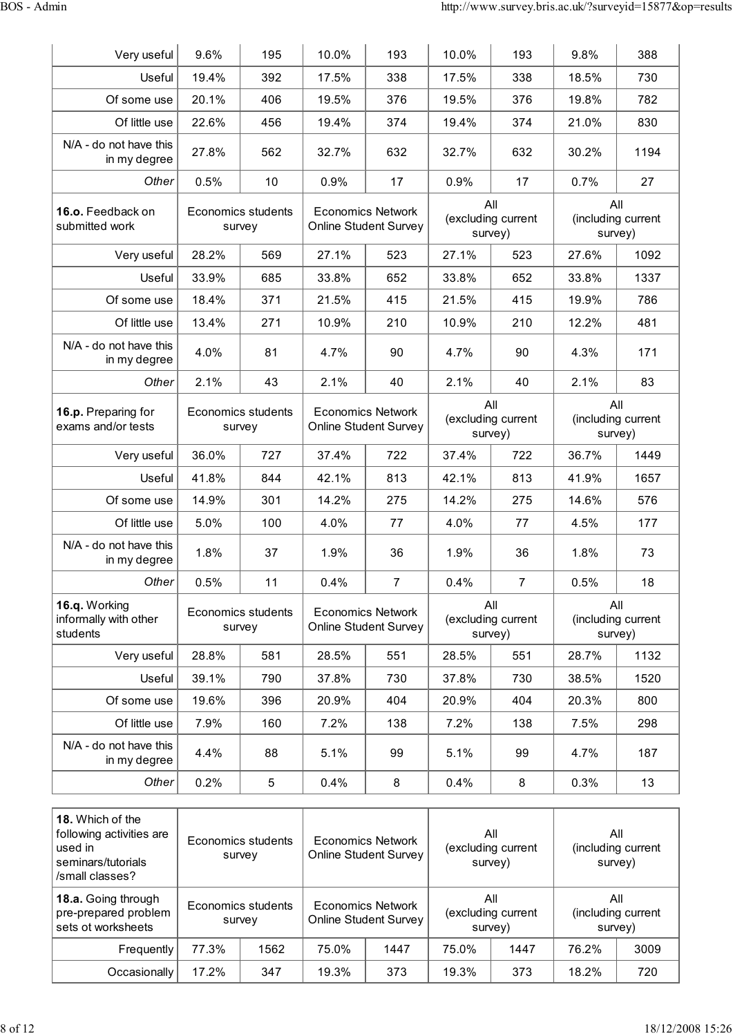| | | | | | | | | |
|---|---|---|---|---|---|---|---|---|
| Very useful | 9.6% | 195 | 10.0% | 193 | 10.0% | 193 | 9.8% | 388 |
| Useful | 19.4% | 392 | 17.5% | 338 | 17.5% | 338 | 18.5% | 730 |
| Of some use | 20.1% | 406 | 19.5% | 376 | 19.5% | 376 | 19.8% | 782 |
| Of little use | 22.6% | 456 | 19.4% | 374 | 19.4% | 374 | 21.0% | 830 |
| N/A - do not have this in my degree | 27.8% | 562 | 32.7% | 632 | 32.7% | 632 | 30.2% | 1194 |
| *Other* | 0.5% | 10 | 0.9% | 17 | 0.9% | 17 | 0.7% | 27 |
| **16.o.** Feedback on submitted work | Economics students survey | | Economics Network Online Student Survey | | All (excluding current survey) | | All (including current survey) | |
| Very useful | 28.2% | 569 | 27.1% | 523 | 27.1% | 523 | 27.6% | 1092 |
| Useful | 33.9% | 685 | 33.8% | 652 | 33.8% | 652 | 33.8% | 1337 |
| Of some use | 18.4% | 371 | 21.5% | 415 | 21.5% | 415 | 19.9% | 786 |
| Of little use | 13.4% | 271 | 10.9% | 210 | 10.9% | 210 | 12.2% | 481 |
| N/A - do not have this in my degree | 4.0% | 81 | 4.7% | 90 | 4.7% | 90 | 4.3% | 171 |
| *Other* | 2.1% | 43 | 2.1% | 40 | 2.1% | 40 | 2.1% | 83 |
| **16.p.** Preparing for exams and/or tests | Economics students survey | | Economics Network Online Student Survey | | All (excluding current survey) | | All (including current survey) | |
| Very useful | 36.0% | 727 | 37.4% | 722 | 37.4% | 722 | 36.7% | 1449 |
| Useful | 41.8% | 844 | 42.1% | 813 | 42.1% | 813 | 41.9% | 1657 |
| Of some use | 14.9% | 301 | 14.2% | 275 | 14.2% | 275 | 14.6% | 576 |
| Of little use | 5.0% | 100 | 4.0% | 77 | 4.0% | 77 | 4.5% | 177 |
| N/A - do not have this in my degree | 1.8% | 37 | 1.9% | 36 | 1.9% | 36 | 1.8% | 73 |
| *Other* | 0.5% | 11 | 0.4% | 7 | 0.4% | 7 | 0.5% | 18 |
| **16.q.** Working informally with other students | Economics students survey | | Economics Network Online Student Survey | | All (excluding current survey) | | All (including current survey) | |
| Very useful | 28.8% | 581 | 28.5% | 551 | 28.5% | 551 | 28.7% | 1132 |
| Useful | 39.1% | 790 | 37.8% | 730 | 37.8% | 730 | 38.5% | 1520 |
| Of some use | 19.6% | 396 | 20.9% | 404 | 20.9% | 404 | 20.3% | 800 |
| Of little use | 7.9% | 160 | 7.2% | 138 | 7.2% | 138 | 7.5% | 298 |
| N/A - do not have this in my degree | 4.4% | 88 | 5.1% | 99 | 5.1% | 99 | 4.7% | 187 |
| *Other* | 0.2% | 5 | 0.4% | 8 | 0.4% | 8 | 0.3% | 13 |

| **18.** Which of the following activities are used in seminars/tutorials /small classes? | Economics students survey | | Economics Network Online Student Survey | | All (excluding current survey) | | All (including current survey) | |
|---|---|---|---|---|---|---|---|---|
| **18.a.** Going through pre-prepared problem sets ot worksheets | Economics students survey | | Economics Network Online Student Survey | | All (excluding current survey) | | All (including current survey) | |
| Frequently | 77.3% | 1562 | 75.0% | 1447 | 75.0% | 1447 | 76.2% | 3009 |
| Occasionally | 17.2% | 347 | 19.3% | 373 | 19.3% | 373 | 18.2% | 720 |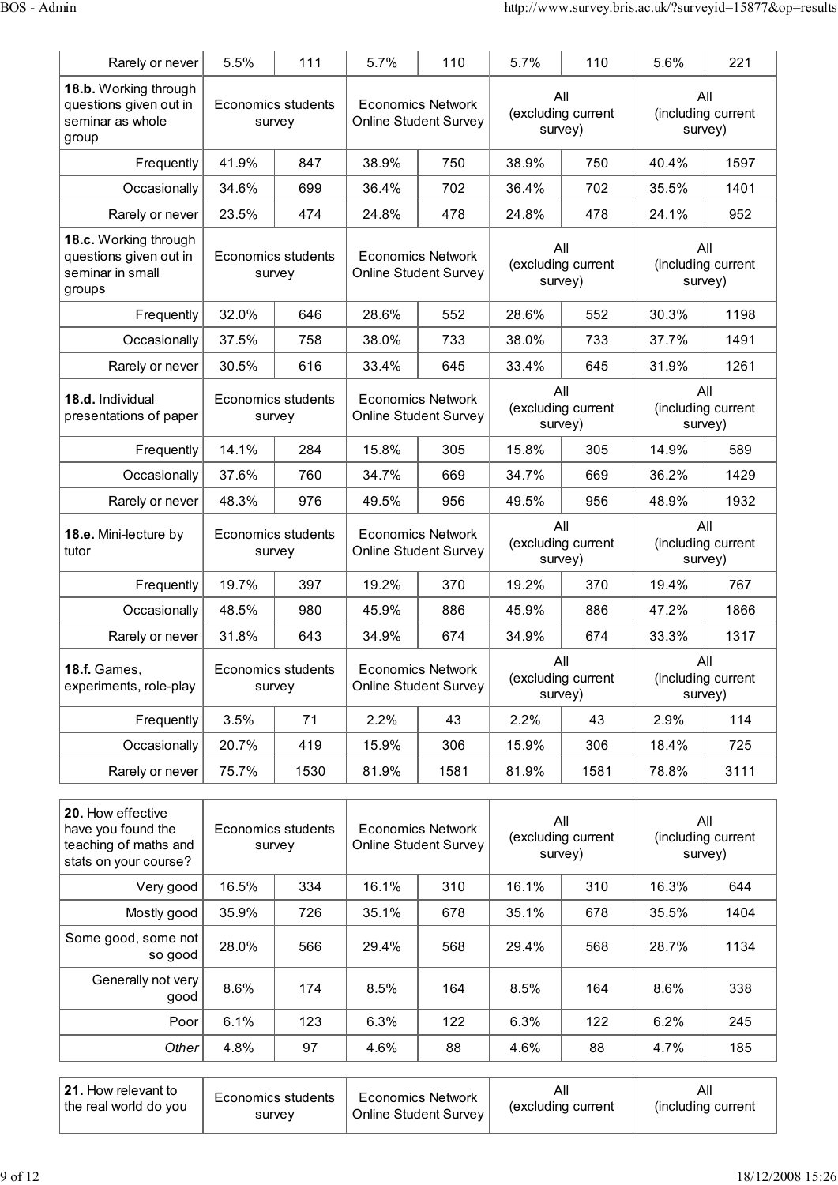| | | | | | | | | |
|---|---|---|---|---|---|---|---|---|
| Rarely or never | 5.5% | 111 | 5.7% | 110 | 5.7% | 110 | 5.6% | 221 |

| **18.b.** Working through questions given out in seminar as whole group | Economics students survey | | Economics Network Online Student Survey | | All (excluding current survey) | | All (including current survey) | |
|---|---|---|---|---|---|---|---|---|
| Frequently | 41.9% | 847 | 38.9% | 750 | 38.9% | 750 | 40.4% | 1597 |
| Occasionally | 34.6% | 699 | 36.4% | 702 | 36.4% | 702 | 35.5% | 1401 |
| Rarely or never | 23.5% | 474 | 24.8% | 478 | 24.8% | 478 | 24.1% | 952 |

| **18.c.** Working through questions given out in seminar in small groups | Economics students survey | | Economics Network Online Student Survey | | All (excluding current survey) | | All (including current survey) | |
|---|---|---|---|---|---|---|---|---|
| Frequently | 32.0% | 646 | 28.6% | 552 | 28.6% | 552 | 30.3% | 1198 |
| Occasionally | 37.5% | 758 | 38.0% | 733 | 38.0% | 733 | 37.7% | 1491 |
| Rarely or never | 30.5% | 616 | 33.4% | 645 | 33.4% | 645 | 31.9% | 1261 |

| **18.d.** Individual presentations of paper | Economics students survey | | Economics Network Online Student Survey | | All (excluding current survey) | | All (including current survey) | |
|---|---|---|---|---|---|---|---|---|
| Frequently | 14.1% | 284 | 15.8% | 305 | 15.8% | 305 | 14.9% | 589 |
| Occasionally | 37.6% | 760 | 34.7% | 669 | 34.7% | 669 | 36.2% | 1429 |
| Rarely or never | 48.3% | 976 | 49.5% | 956 | 49.5% | 956 | 48.9% | 1932 |

| **18.e.** Mini-lecture by tutor | Economics students survey | | Economics Network Online Student Survey | | All (excluding current survey) | | All (including current survey) | |
|---|---|---|---|---|---|---|---|---|
| Frequently | 19.7% | 397 | 19.2% | 370 | 19.2% | 370 | 19.4% | 767 |
| Occasionally | 48.5% | 980 | 45.9% | 886 | 45.9% | 886 | 47.2% | 1866 |
| Rarely or never | 31.8% | 643 | 34.9% | 674 | 34.9% | 674 | 33.3% | 1317 |

| **18.f.** Games, experiments, role-play | Economics students survey | | Economics Network Online Student Survey | | All (excluding current survey) | | All (including current survey) | |
|---|---|---|---|---|---|---|---|---|
| Frequently | 3.5% | 71 | 2.2% | 43 | 2.2% | 43 | 2.9% | 114 |
| Occasionally | 20.7% | 419 | 15.9% | 306 | 15.9% | 306 | 18.4% | 725 |
| Rarely or never | 75.7% | 1530 | 81.9% | 1581 | 81.9% | 1581 | 78.8% | 3111 |

| **20.** How effective have you found the teaching of maths and stats on your course? | Economics students survey | | Economics Network Online Student Survey | | All (excluding current survey) | | All (including current survey) | |
|---|---|---|---|---|---|---|---|---|
| Very good | 16.5% | 334 | 16.1% | 310 | 16.1% | 310 | 16.3% | 644 |
| Mostly good | 35.9% | 726 | 35.1% | 678 | 35.1% | 678 | 35.5% | 1404 |
| Some good, some not so good | 28.0% | 566 | 29.4% | 568 | 29.4% | 568 | 28.7% | 1134 |
| Generally not very good | 8.6% | 174 | 8.5% | 164 | 8.5% | 164 | 8.6% | 338 |
| Poor | 6.1% | 123 | 6.3% | 122 | 6.3% | 122 | 6.2% | 245 |
| *Other* | 4.8% | 97 | 4.6% | 88 | 4.6% | 88 | 4.7% | 185 |

| **21.** How relevant to the real world do you | Economics students survey | | Economics Network Online Student Survey | | All (excluding current | | All (including current | |
|---|---|---|---|---|---|---|---|---|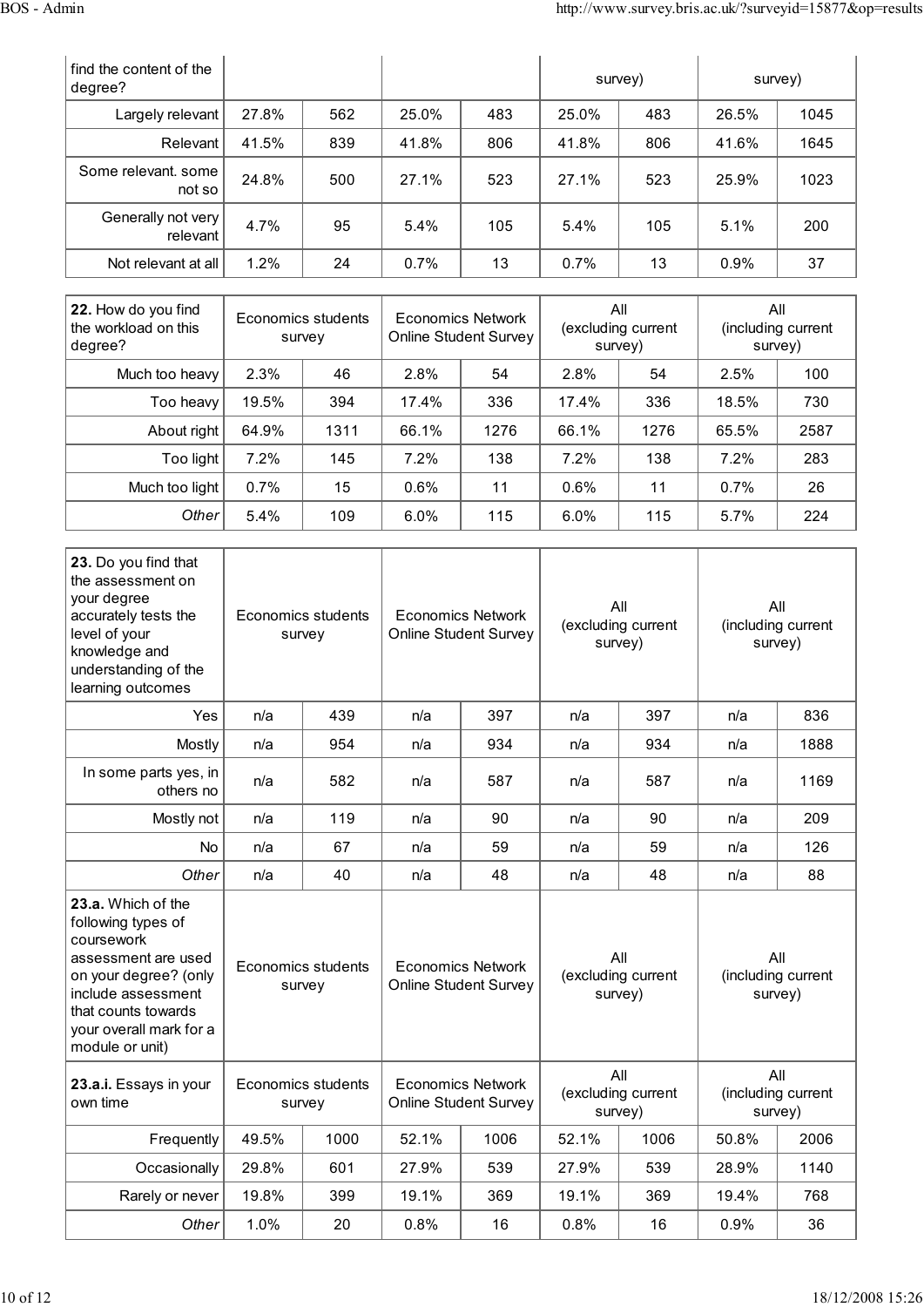| find the content of the degree? | | | | | survey) | | survey) | |
|---|---|---|---|---|---|---|---|---|
| Largely relevant | 27.8% | 562 | 25.0% | 483 | 25.0% | 483 | 26.5% | 1045 |
| Relevant | 41.5% | 839 | 41.8% | 806 | 41.8% | 806 | 41.6% | 1645 |
| Some relevant. some not so | 24.8% | 500 | 27.1% | 523 | 27.1% | 523 | 25.9% | 1023 |
| Generally not very relevant | 4.7% | 95 | 5.4% | 105 | 5.4% | 105 | 5.1% | 200 |
| Not relevant at all | 1.2% | 24 | 0.7% | 13 | 0.7% | 13 | 0.9% | 37 |

| **22.** How do you find the workload on this degree? | Economics students survey | | Economics Network Online Student Survey | | All (excluding current survey) | | All (including current survey) | |
|---|---|---|---|---|---|---|---|---|
| Much too heavy | 2.3% | 46 | 2.8% | 54 | 2.8% | 54 | 2.5% | 100 |
| Too heavy | 19.5% | 394 | 17.4% | 336 | 17.4% | 336 | 18.5% | 730 |
| About right | 64.9% | 1311 | 66.1% | 1276 | 66.1% | 1276 | 65.5% | 2587 |
| Too light | 7.2% | 145 | 7.2% | 138 | 7.2% | 138 | 7.2% | 283 |
| Much too light | 0.7% | 15 | 0.6% | 11 | 0.6% | 11 | 0.7% | 26 |
| *Other* | 5.4% | 109 | 6.0% | 115 | 6.0% | 115 | 5.7% | 224 |

| **23.** Do you find that the assessment on your degree accurately tests the level of your knowledge and understanding of the learning outcomes | Economics students survey | | Economics Network Online Student Survey | | All (excluding current survey) | | All (including current survey) | |
|---|---|---|---|---|---|---|---|---|
| Yes | n/a | 439 | n/a | 397 | n/a | 397 | n/a | 836 |
| Mostly | n/a | 954 | n/a | 934 | n/a | 934 | n/a | 1888 |
| In some parts yes, in others no | n/a | 582 | n/a | 587 | n/a | 587 | n/a | 1169 |
| Mostly not | n/a | 119 | n/a | 90 | n/a | 90 | n/a | 209 |
| No | n/a | 67 | n/a | 59 | n/a | 59 | n/a | 126 |
| *Other* | n/a | 40 | n/a | 48 | n/a | 48 | n/a | 88 |
| **23.a.** Which of the following types of coursework assessment are used on your degree? (only include assessment that counts towards your overall mark for a module or unit) | Economics students survey | | Economics Network Online Student Survey | | All (excluding current survey) | | All (including current survey) | |
| **23.a.i.** Essays in your own time | Economics students survey | | Economics Network Online Student Survey | | All (excluding current survey) | | All (including current survey) | |
| Frequently | 49.5% | 1000 | 52.1% | 1006 | 52.1% | 1006 | 50.8% | 2006 |
| Occasionally | 29.8% | 601 | 27.9% | 539 | 27.9% | 539 | 28.9% | 1140 |
| Rarely or never | 19.8% | 399 | 19.1% | 369 | 19.1% | 369 | 19.4% | 768 |
| *Other* | 1.0% | 20 | 0.8% | 16 | 0.8% | 16 | 0.9% | 36 |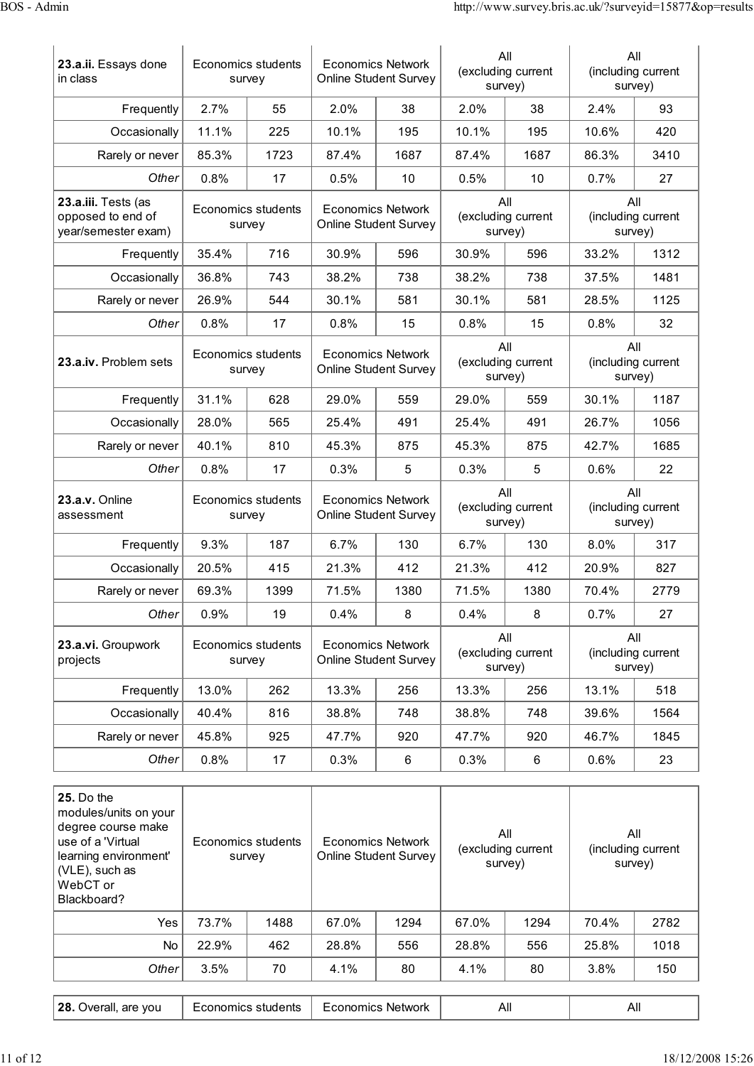| **23.a.ii.** Essays done in class | Economics students survey | | Economics Network Online Student Survey | | All (excluding current survey) | | All (including current survey) | |
|---|---|---|---|---|---|---|---|---|
| Frequently | 2.7% | 55 | 2.0% | 38 | 2.0% | 38 | 2.4% | 93 |
| Occasionally | 11.1% | 225 | 10.1% | 195 | 10.1% | 195 | 10.6% | 420 |
| Rarely or never | 85.3% | 1723 | 87.4% | 1687 | 87.4% | 1687 | 86.3% | 3410 |
| *Other* | 0.8% | 17 | 0.5% | 10 | 0.5% | 10 | 0.7% | 27 |

| **23.a.iii.** Tests (as opposed to end of year/semester exam) | Economics students survey | | Economics Network Online Student Survey | | All (excluding current survey) | | All (including current survey) | |
|---|---|---|---|---|---|---|---|---|
| Frequently | 35.4% | 716 | 30.9% | 596 | 30.9% | 596 | 33.2% | 1312 |
| Occasionally | 36.8% | 743 | 38.2% | 738 | 38.2% | 738 | 37.5% | 1481 |
| Rarely or never | 26.9% | 544 | 30.1% | 581 | 30.1% | 581 | 28.5% | 1125 |
| *Other* | 0.8% | 17 | 0.8% | 15 | 0.8% | 15 | 0.8% | 32 |

| **23.a.iv.** Problem sets | Economics students survey | | Economics Network Online Student Survey | | All (excluding current survey) | | All (including current survey) | |
|---|---|---|---|---|---|---|---|---|
| Frequently | 31.1% | 628 | 29.0% | 559 | 29.0% | 559 | 30.1% | 1187 |
| Occasionally | 28.0% | 565 | 25.4% | 491 | 25.4% | 491 | 26.7% | 1056 |
| Rarely or never | 40.1% | 810 | 45.3% | 875 | 45.3% | 875 | 42.7% | 1685 |
| *Other* | 0.8% | 17 | 0.3% | 5 | 0.3% | 5 | 0.6% | 22 |

| **23.a.v.** Online assessment | Economics students survey | | Economics Network Online Student Survey | | All (excluding current survey) | | All (including current survey) | |
|---|---|---|---|---|---|---|---|---|
| Frequently | 9.3% | 187 | 6.7% | 130 | 6.7% | 130 | 8.0% | 317 |
| Occasionally | 20.5% | 415 | 21.3% | 412 | 21.3% | 412 | 20.9% | 827 |
| Rarely or never | 69.3% | 1399 | 71.5% | 1380 | 71.5% | 1380 | 70.4% | 2779 |
| *Other* | 0.9% | 19 | 0.4% | 8 | 0.4% | 8 | 0.7% | 27 |

| **23.a.vi.** Groupwork projects | Economics students survey | | Economics Network Online Student Survey | | All (excluding current survey) | | All (including current survey) | |
|---|---|---|---|---|---|---|---|---|
| Frequently | 13.0% | 262 | 13.3% | 256 | 13.3% | 256 | 13.1% | 518 |
| Occasionally | 40.4% | 816 | 38.8% | 748 | 38.8% | 748 | 39.6% | 1564 |
| Rarely or never | 45.8% | 925 | 47.7% | 920 | 47.7% | 920 | 46.7% | 1845 |
| *Other* | 0.8% | 17 | 0.3% | 6 | 0.3% | 6 | 0.6% | 23 |

| **25.** Do the modules/units on your degree course make use of a 'Virtual learning environment' (VLE), such as WebCT or Blackboard? | Economics students survey | | Economics Network Online Student Survey | | All (excluding current survey) | | All (including current survey) | |
|---|---|---|---|---|---|---|---|---|
| Yes | 73.7% | 1488 | 67.0% | 1294 | 67.0% | 1294 | 70.4% | 2782 |
| No | 22.9% | 462 | 28.8% | 556 | 28.8% | 556 | 25.8% | 1018 |
| *Other* | 3.5% | 70 | 4.1% | 80 | 4.1% | 80 | 3.8% | 150 |

| **28.** Overall, are you | Economics students | | Economics Network | | All | | All | |
|---|---|---|---|---|---|---|---|---|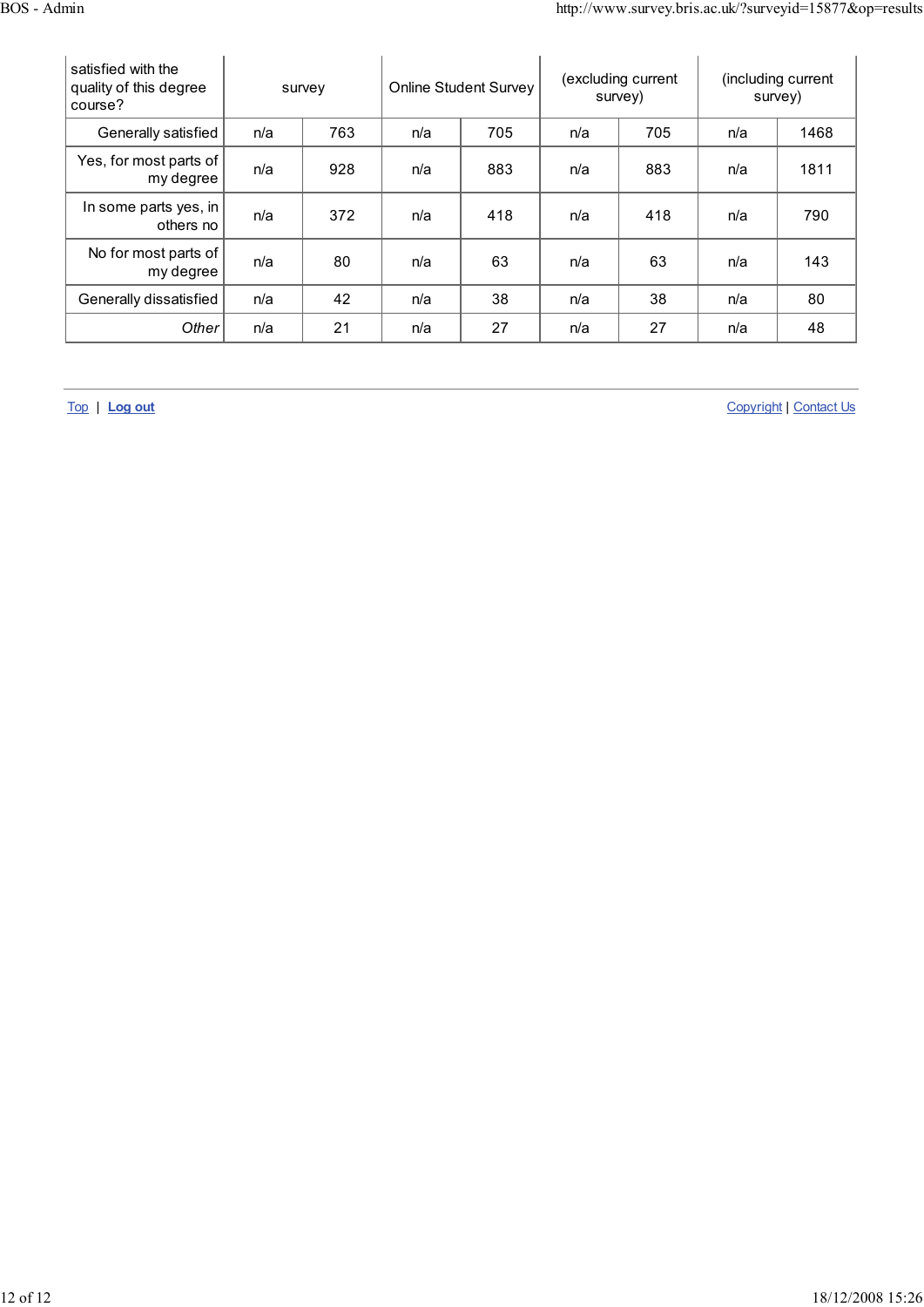| satisfied with the quality of this degree course? | survey | | Online Student Survey | | (excluding current survey) | | (including current survey) | |
|---|---|---|---|---|---|---|---|---|
| Generally satisfied | n/a | 763 | n/a | 705 | n/a | 705 | n/a | 1468 |
| Yes, for most parts of my degree | n/a | 928 | n/a | 883 | n/a | 883 | n/a | 1811 |
| In some parts yes, in others no | n/a | 372 | n/a | 418 | n/a | 418 | n/a | 790 |
| No for most parts of my degree | n/a | 80 | n/a | 63 | n/a | 63 | n/a | 143 |
| Generally dissatisfied | n/a | 42 | n/a | 38 | n/a | 38 | n/a | 80 |
| *Other* | n/a | 21 | n/a | 27 | n/a | 27 | n/a | 48 |

Top | **Log out**

Copyright | Contact Us